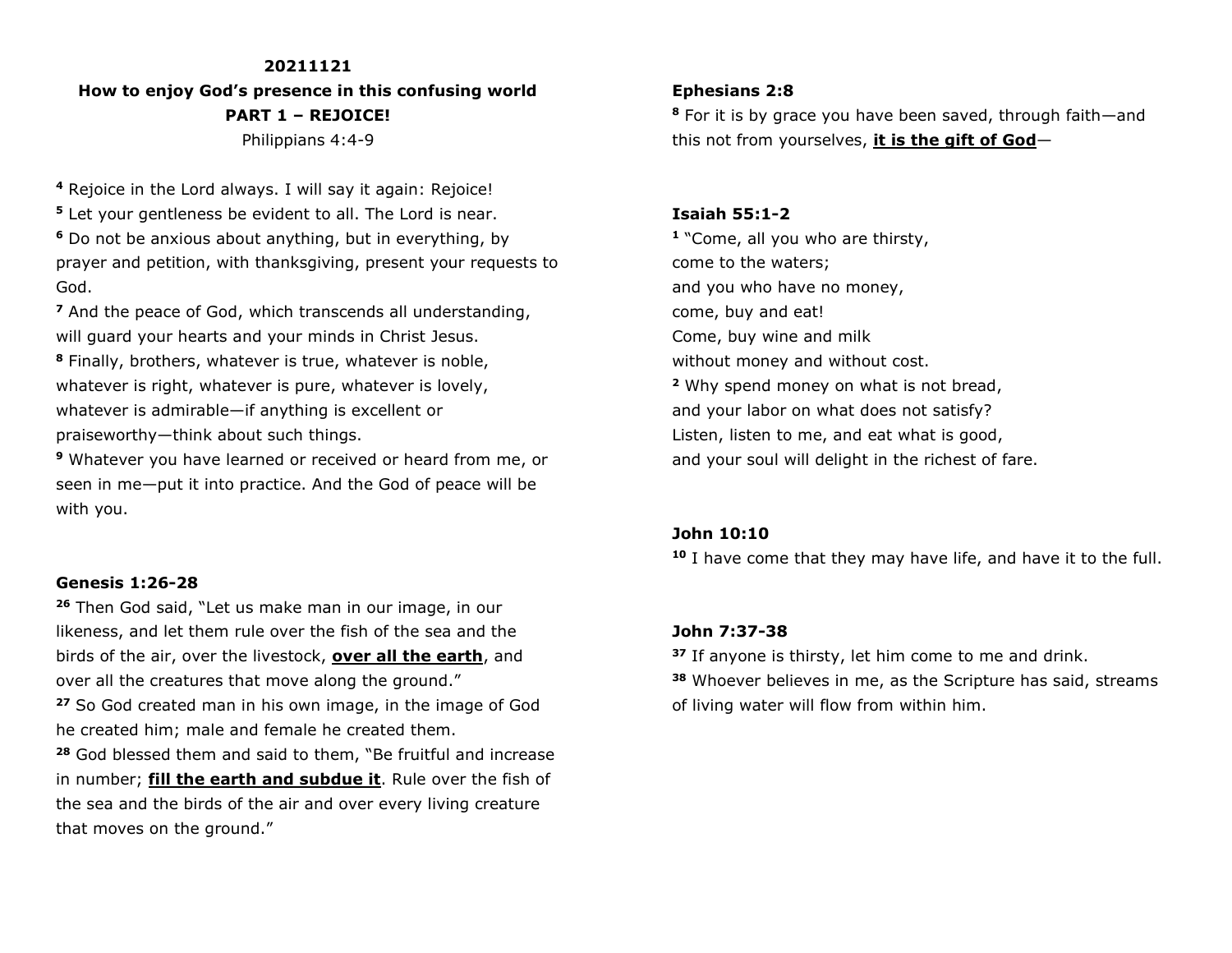**20211121**

**How to enjoy God's presence in this confusing world**

**PART 1 – REJOICE!**

Philippians 4:4-9

[4] Rejoice in the Lord always. I will say it again: Rejoice!
[5] Let your gentleness be evident to all. The Lord is near.
[6] Do not be anxious about anything, but in everything, by prayer and petition, with thanksgiving, present your requests to God.
[7] And the peace of God, which transcends all understanding, will guard your hearts and your minds in Christ Jesus.
[8] Finally, brothers, whatever is true, whatever is noble, whatever is right, whatever is pure, whatever is lovely, whatever is admirable—if anything is excellent or praiseworthy—think about such things.
[9] Whatever you have learned or received or heard from me, or seen in me—put it into practice. And the God of peace will be with you.

**Genesis 1:26-28**

[26] Then God said, "Let us make man in our image, in our likeness, and let them rule over the fish of the sea and the birds of the air, over the livestock, **over all the earth**, and over all the creatures that move along the ground."
[27] So God created man in his own image, in the image of God he created him; male and female he created them.
[28] God blessed them and said to them, "Be fruitful and increase in number; **fill the earth and subdue it**. Rule over the fish of the sea and the birds of the air and over every living creature that moves on the ground."

**Ephesians 2:8**

[8] For it is by grace you have been saved, through faith—and this not from yourselves, **it is the gift of God**—

**Isaiah 55:1-2**

[1] "Come, all you who are thirsty,
come to the waters;
and you who have no money,
come, buy and eat!
Come, buy wine and milk
without money and without cost.
[2] Why spend money on what is not bread,
and your labor on what does not satisfy?
Listen, listen to me, and eat what is good,
and your soul will delight in the richest of fare.

**John 10:10**

[10] I have come that they may have life, and have it to the full.

**John 7:37-38**

[37] If anyone is thirsty, let him come to me and drink.
[38] Whoever believes in me, as the Scripture has said, streams of living water will flow from within him.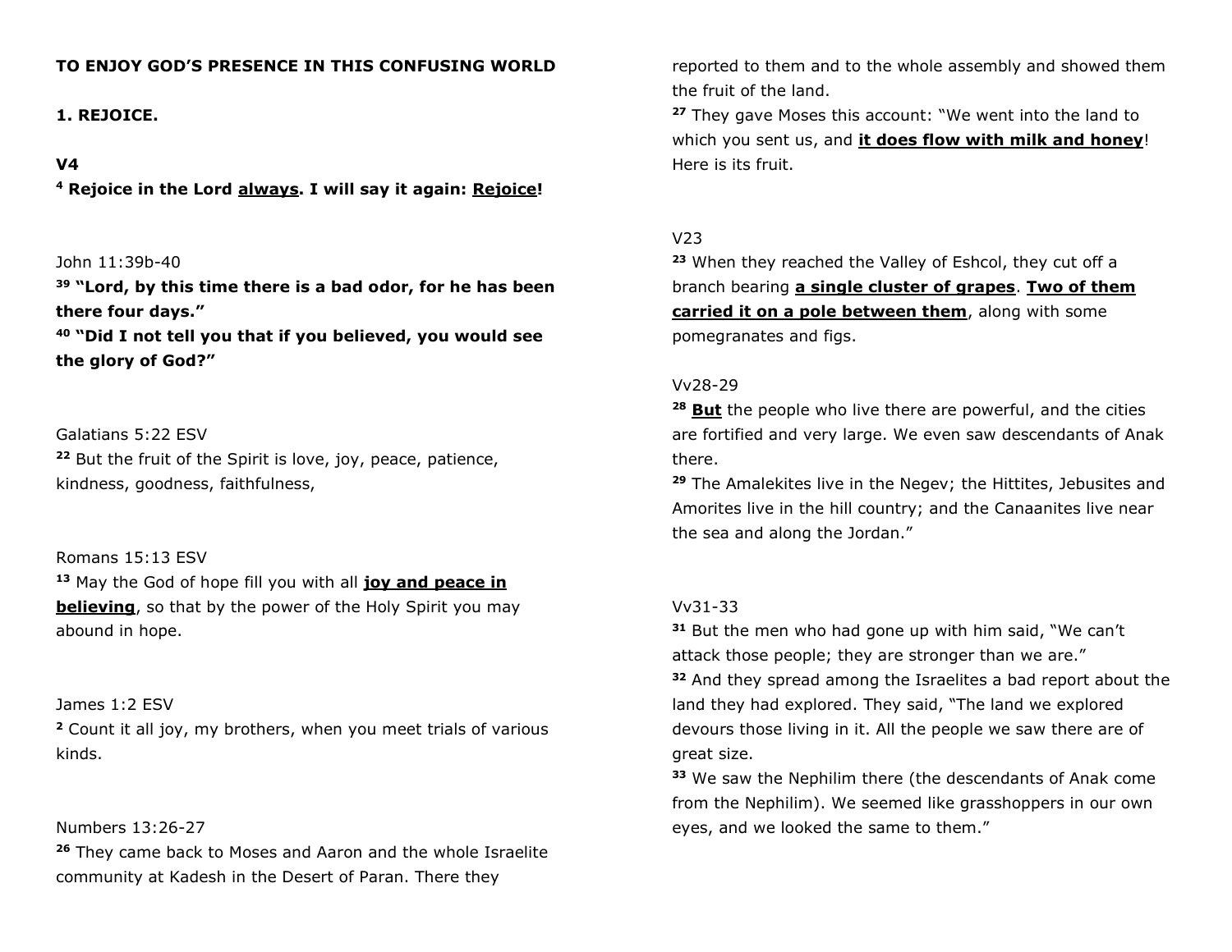**TO ENJOY GOD'S PRESENCE IN THIS CONFUSING WORLD**

**1. REJOICE.**

**V4**

**[4] Rejoice in the Lord <u>always</u>. I will say it again: <u>Rejoice</u>!**

John 11:39b-40

**[39] "Lord, by this time there is a bad odor, for he has been there four days."**

**[40] "Did I not tell you that if you believed, you would see the glory of God?"**

Galatians 5:22 ESV

[22] But the fruit of the Spirit is love, joy, peace, patience, kindness, goodness, faithfulness,

Romans 15:13 ESV

[13] May the God of hope fill you with all **<u>joy and peace in believing</u>**, so that by the power of the Holy Spirit you may abound in hope.

James 1:2 ESV

[2] Count it all joy, my brothers, when you meet trials of various kinds.

Numbers 13:26-27

[26] They came back to Moses and Aaron and the whole Israelite community at Kadesh in the Desert of Paran. There they reported to them and to the whole assembly and showed them the fruit of the land.

[27] They gave Moses this account: "We went into the land to which you sent us, and **<u>it does flow with milk and honey</u>**! Here is its fruit.

V23

[23] When they reached the Valley of Eshcol, they cut off a branch bearing **<u>a single cluster of grapes</u>**. **<u>Two of them carried it on a pole between them</u>**, along with some pomegranates and figs.

Vv28-29

[28] **<u>But</u>** the people who live there are powerful, and the cities are fortified and very large. We even saw descendants of Anak there.

[29] The Amalekites live in the Negev; the Hittites, Jebusites and Amorites live in the hill country; and the Canaanites live near the sea and along the Jordan."

Vv31-33

[31] But the men who had gone up with him said, "We can't attack those people; they are stronger than we are."

[32] And they spread among the Israelites a bad report about the land they had explored. They said, "The land we explored devours those living in it. All the people we saw there are of great size.

[33] We saw the Nephilim there (the descendants of Anak come from the Nephilim). We seemed like grasshoppers in our own eyes, and we looked the same to them."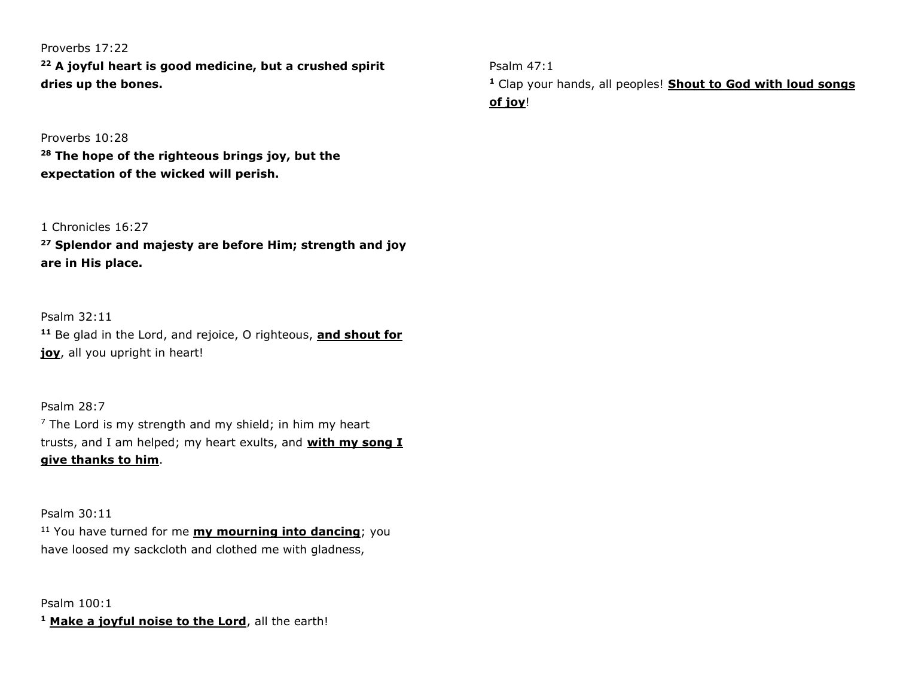Proverbs 17:22

**[22] A joyful heart is good medicine, but a crushed spirit dries up the bones.**

Proverbs 10:28

**[28] The hope of the righteous brings joy, but the expectation of the wicked will perish.**

1 Chronicles 16:27

**[27] Splendor and majesty are before Him; strength and joy are in His place.**

Psalm 32:11

**[11]** Be glad in the Lord, and rejoice, O righteous, <u>**and shout for joy**</u>, all you upright in heart!

Psalm 28:7

[7] The Lord is my strength and my shield; in him my heart trusts, and I am helped; my heart exults, and <u>**with my song I give thanks to him**</u>.

Psalm 30:11

[11] You have turned for me <u>**my mourning into dancing**</u>; you have loosed my sackcloth and clothed me with gladness,

Psalm 100:1

**[1]** <u>**Make a joyful noise to the Lord**</u>, all the earth!

Psalm 47:1

**[1]** Clap your hands, all peoples! <u>**Shout to God with loud songs of joy**</u>!